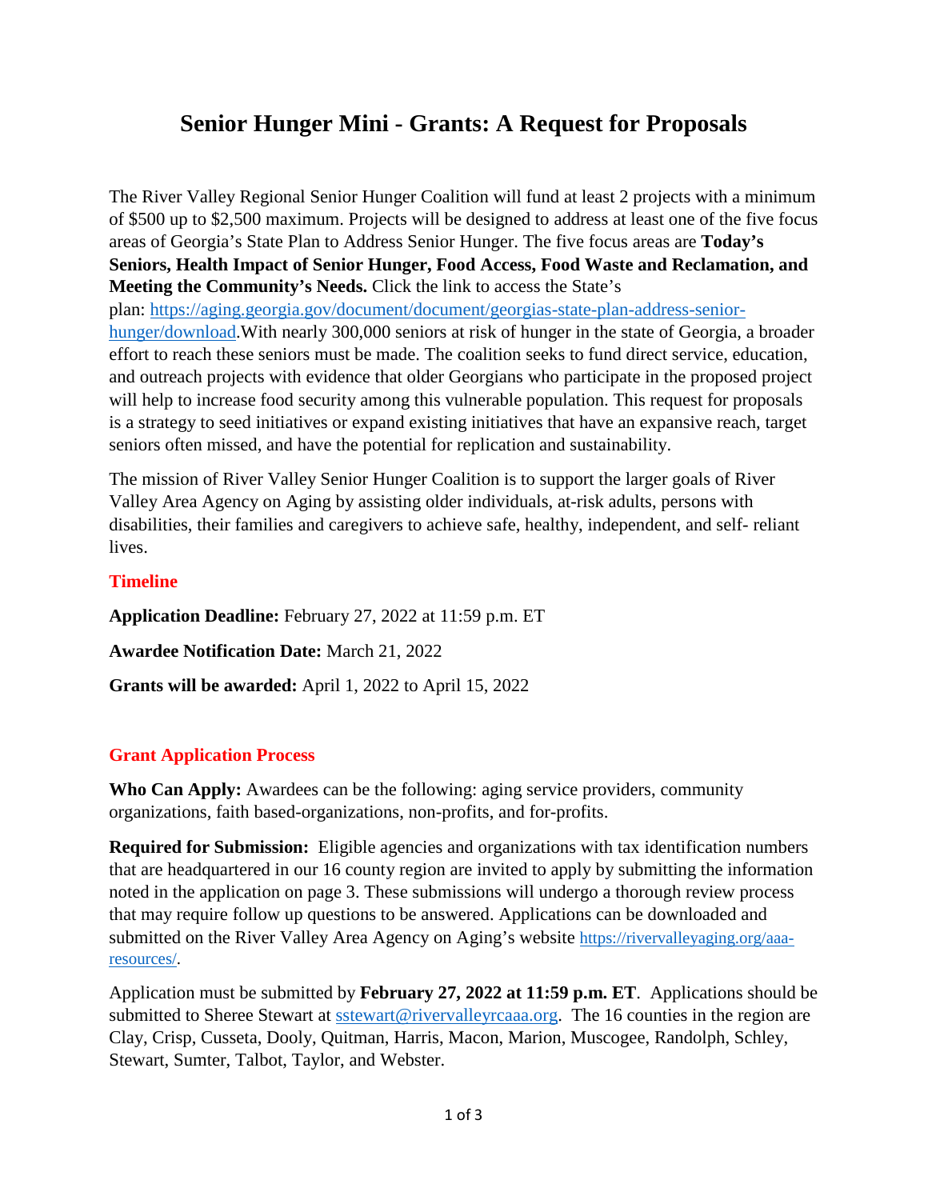# Senior Hunger Mini - Grants: A Request for Proposals

The River Valley Regional Senior Hunger Coalition will fund at least 2 projects with a minimum of $500 up to $2,500 maximum. Projects will be designed to address at least one of the five focus areas of Georgia's State Plan to Address Senior Hunger. The five focus areas are **Today's Seniors, Health Impact of Senior Hunger, Food Access, Food Waste and Reclamation, and Meeting the Community's Needs.** Click the link to access the State's plan: [https://aging.georgia.gov/document/document/georgias-state-plan-address-senior-hunger/download](https://aging.georgia.gov/document/document/georgias-state-plan-address-senior-hunger/download).With nearly 300,000 seniors at risk of hunger in the state of Georgia, a broader effort to reach these seniors must be made. The coalition seeks to fund direct service, education, and outreach projects with evidence that older Georgians who participate in the proposed project will help to increase food security among this vulnerable population. This request for proposals is a strategy to seed initiatives or expand existing initiatives that have an expansive reach, target seniors often missed, and have the potential for replication and sustainability.

The mission of River Valley Senior Hunger Coalition is to support the larger goals of River Valley Area Agency on Aging by assisting older individuals, at-risk adults, persons with disabilities, their families and caregivers to achieve safe, healthy, independent, and self- reliant lives.

## Timeline

**Application Deadline:** February 27, 2022 at 11:59 p.m. ET

**Awardee Notification Date:** March 21, 2022

**Grants will be awarded:** April 1, 2022 to April 15, 2022

## Grant Application Process

**Who Can Apply:** Awardees can be the following: aging service providers, community organizations, faith based-organizations, non-profits, and for-profits.

**Required for Submission:** Eligible agencies and organizations with tax identification numbers that are headquartered in our 16 county region are invited to apply by submitting the information noted in the application on page 3. These submissions will undergo a thorough review process that may require follow up questions to be answered. Applications can be downloaded and submitted on the River Valley Area Agency on Aging's website [https://rivervalleyaging.org/aaa-resources/](https://rivervalleyaging.org/aaa-resources/).

Application must be submitted by **February 27, 2022 at 11:59 p.m. ET**. Applications should be submitted to Sheree Stewart at [sstewart@rivervalleyrcaaa.org](mailto:sstewart@rivervalleyrcaaa.org). The 16 counties in the region are Clay, Crisp, Cusseta, Dooly, Quitman, Harris, Macon, Marion, Muscogee, Randolph, Schley, Stewart, Sumter, Talbot, Taylor, and Webster.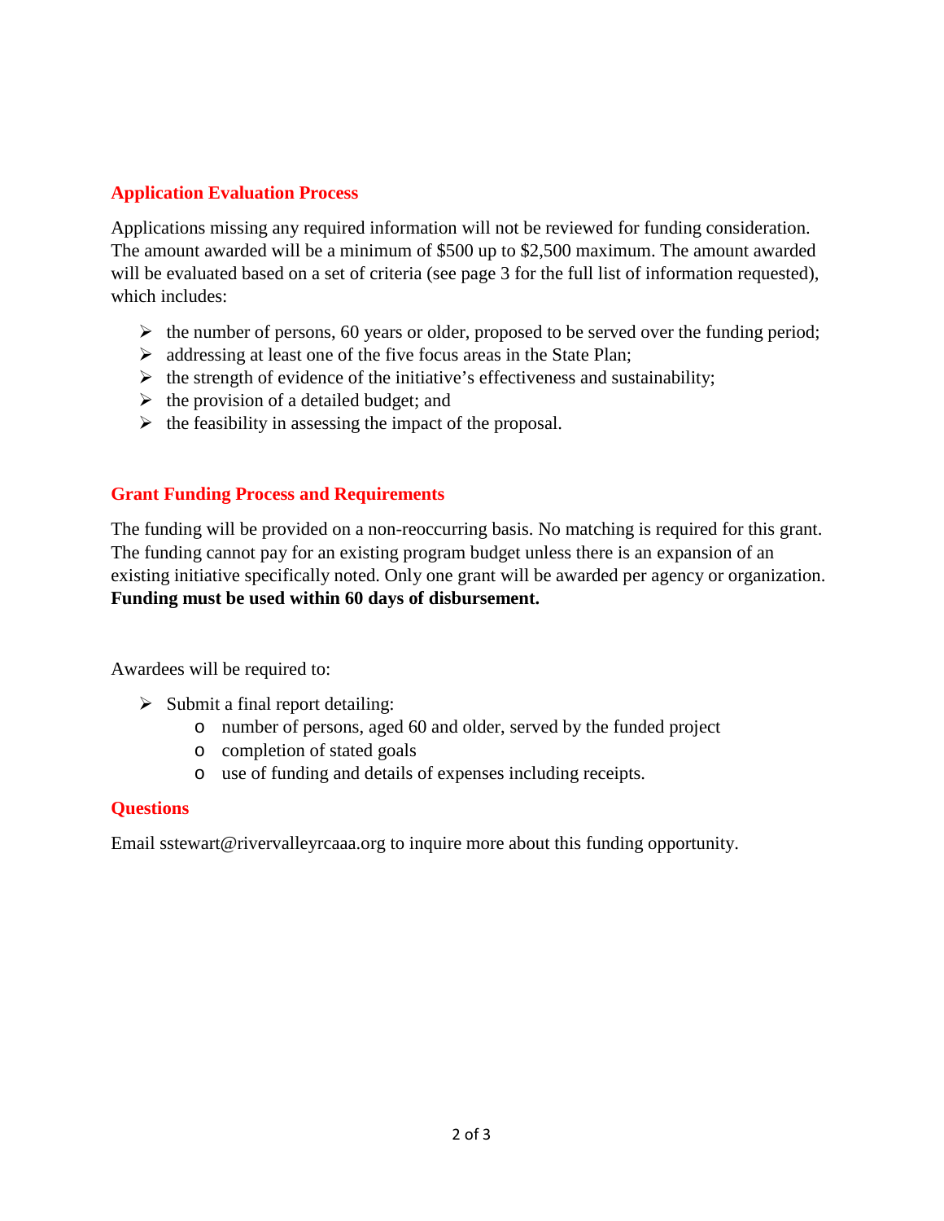## Application Evaluation Process

Applications missing any required information will not be reviewed for funding consideration. The amount awarded will be a minimum of $500 up to $2,500 maximum. The amount awarded will be evaluated based on a set of criteria (see page 3 for the full list of information requested), which includes:

- the number of persons, 60 years or older, proposed to be served over the funding period;
- addressing at least one of the five focus areas in the State Plan;
- the strength of evidence of the initiative's effectiveness and sustainability;
- the provision of a detailed budget; and
- the feasibility in assessing the impact of the proposal.

## Grant Funding Process and Requirements

The funding will be provided on a non-reoccurring basis. No matching is required for this grant. The funding cannot pay for an existing program budget unless there is an expansion of an existing initiative specifically noted. Only one grant will be awarded per agency or organization. **Funding must be used within 60 days of disbursement.**

Awardees will be required to:

- Submit a final report detailing:
  - number of persons, aged 60 and older, served by the funded project
  - completion of stated goals
  - use of funding and details of expenses including receipts.

## Questions

Email sstewart@rivervalleyrcaaa.org to inquire more about this funding opportunity.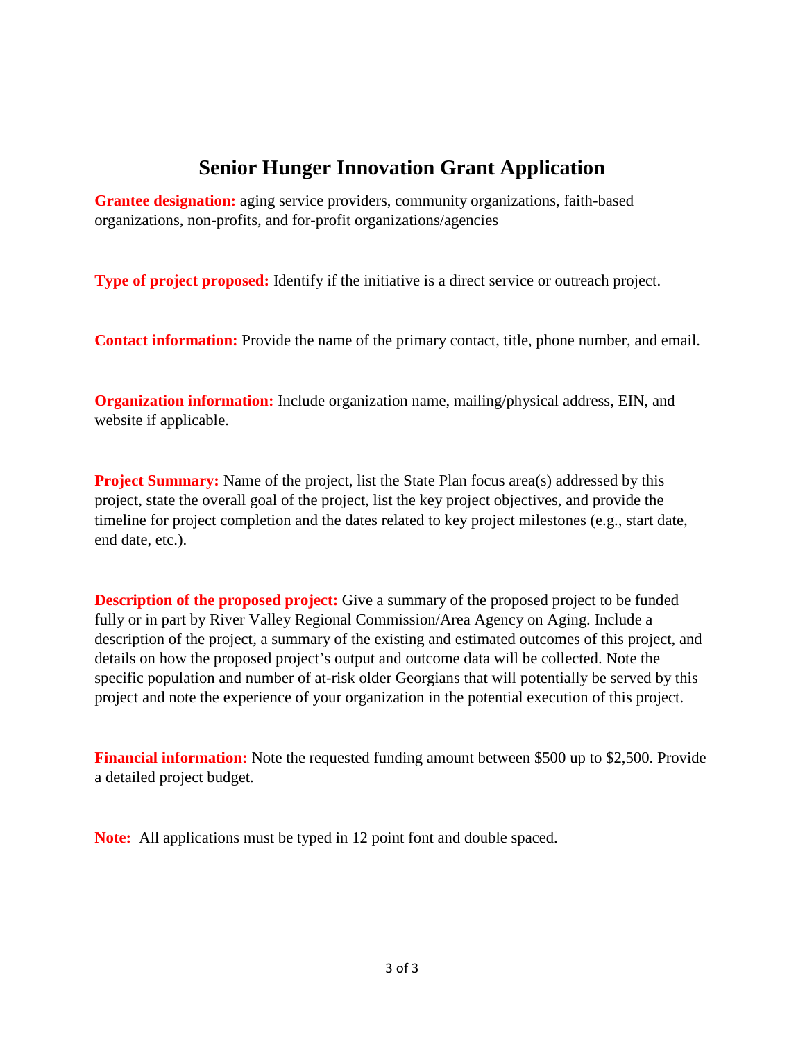# Senior Hunger Innovation Grant Application

**Grantee designation:** aging service providers, community organizations, faith-based organizations, non-profits, and for-profit organizations/agencies

**Type of project proposed:** Identify if the initiative is a direct service or outreach project.

**Contact information:** Provide the name of the primary contact, title, phone number, and email.

**Organization information:** Include organization name, mailing/physical address, EIN, and website if applicable.

**Project Summary:** Name of the project, list the State Plan focus area(s) addressed by this project, state the overall goal of the project, list the key project objectives, and provide the timeline for project completion and the dates related to key project milestones (e.g., start date, end date, etc.).

**Description of the proposed project:** Give a summary of the proposed project to be funded fully or in part by River Valley Regional Commission/Area Agency on Aging. Include a description of the project, a summary of the existing and estimated outcomes of this project, and details on how the proposed project's output and outcome data will be collected. Note the specific population and number of at-risk older Georgians that will potentially be served by this project and note the experience of your organization in the potential execution of this project.

**Financial information:** Note the requested funding amount between $500 up to $2,500. Provide a detailed project budget.

**Note:** All applications must be typed in 12 point font and double spaced.